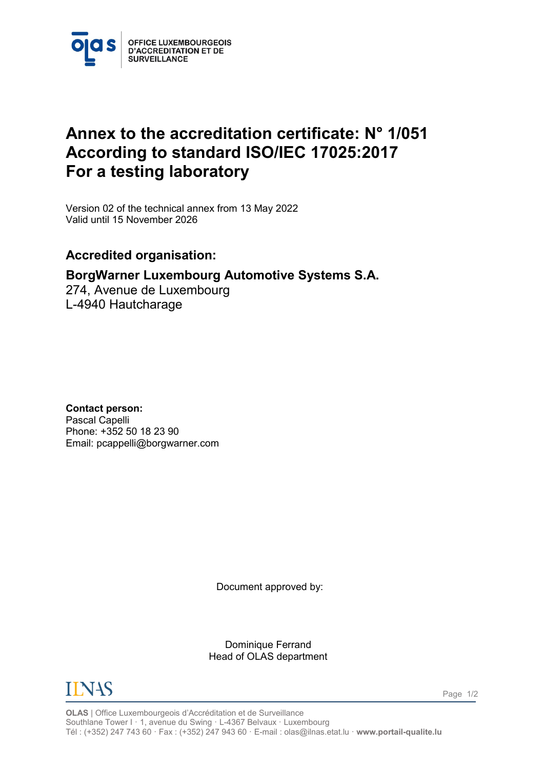OFFICE LUXEMBOURGEOIS D'ACCREDITATION ET DE SURVEILLANCE

# Annex to the accreditation certificate: N° 1/051 According to standard ISO/IEC 17025:2017 For a testing laboratory

Version 02 of the technical annex from 13 May 2022
Valid until 15 November 2026

## Accredited organisation:

**BorgWarner Luxembourg Automotive Systems S.A.**
274, Avenue de Luxembourg
L-4940 Hautcharage

**Contact person:**
Pascal Capelli
Phone: +352 50 18 23 90
Email: pcappelli@borgwarner.com

Document approved by:

Dominique Ferrand
Head of OLAS department

**OLAS** | Office Luxembourgeois d'Accréditation et de Surveillance
Southlane Tower I · 1, avenue du Swing · L-4367 Belvaux · Luxembourg
Tél : (+352) 247 743 60 · Fax : (+352) 247 943 60 · E-mail : olas@ilnas.etat.lu · **www.portail-qualite.lu**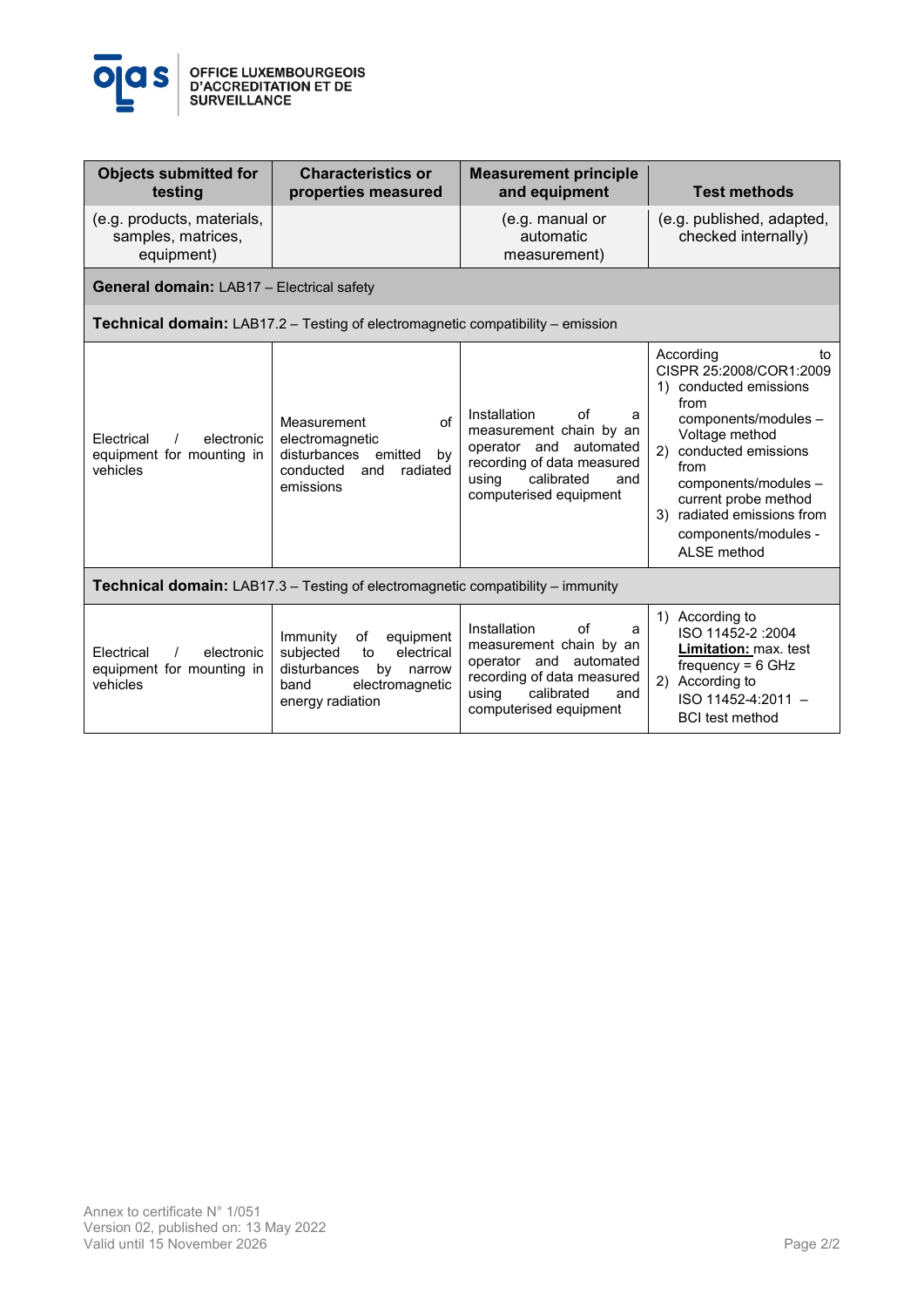OFFICE LUXEMBOURGEOIS D'ACCREDITATION ET DE SURVEILLANCE

| Objects submitted for testing | Characteristics or properties measured | Measurement principle and equipment | Test methods |
|---|---|---|---|
| (e.g. products, materials, samples, matrices, equipment) | | (e.g. manual or automatic measurement) | (e.g. published, adapted, checked internally) |
| **General domain:** LAB17 – Electrical safety | | | |
| **Technical domain:** LAB17.2 – Testing of electromagnetic compatibility – emission | | | |
| Electrical / electronic equipment for mounting in vehicles | Measurement of electromagnetic disturbances emitted by conducted and radiated emissions | Installation of a measurement chain by an operator and automated recording of data measured using calibrated and computerised equipment | According to CISPR 25:2008/COR1:2009<br>1) conducted emissions from components/modules – Voltage method<br>2) conducted emissions from components/modules – current probe method<br>3) radiated emissions from components/modules - ALSE method |
| **Technical domain:** LAB17.3 – Testing of electromagnetic compatibility – immunity | | | |
| Electrical / electronic equipment for mounting in vehicles | Immunity of equipment subjected to electrical disturbances by narrow band electromagnetic energy radiation | Installation of a measurement chain by an operator and automated recording of data measured using calibrated and computerised equipment | 1) According to ISO 11452-2 :2004 **Limitation:** max. test frequency = 6 GHz<br>2) According to ISO 11452-4:2011 – BCI test method |

Annex to certificate N° 1/051
Version 02, published on: 13 May 2022
Valid until 15 November 2026